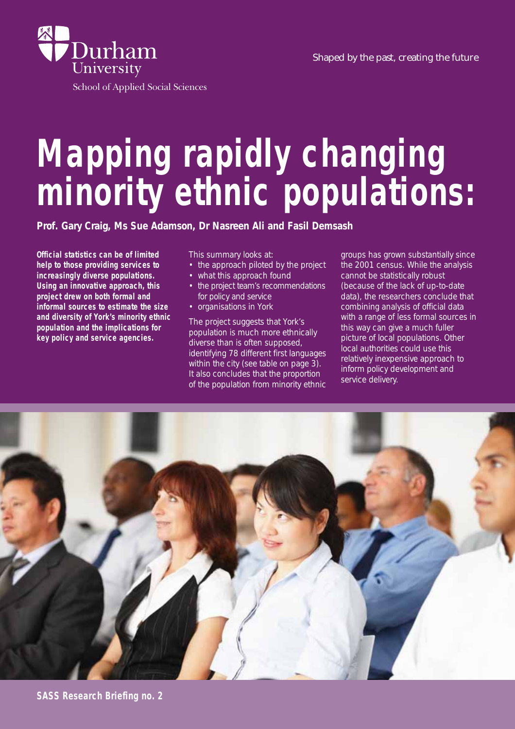Durham University

School of Applied Social Sciences

Shaped by the past, creating the future

# Mapping rapidly changing minority ethnic populations:

**Prof. Gary Craig, Ms Sue Adamson, Dr Nasreen Ali and Fasil Demsash**

**Official statistics can be of limited help to those providing services to increasingly diverse populations. Using an innovative approach, this project drew on both formal and informal sources to estimate the size and diversity of York's minority ethnic population and the implications for key policy and service agencies.**

This summary looks at:

- the approach piloted by the project
- what this approach found
- the project team's recommendations for policy and service
- organisations in York

The project suggests that York's population is much more ethnically diverse than is often supposed, identifying 78 different first languages within the city (see table on page 3). It also concludes that the proportion of the population from minority ethnic groups has grown substantially since the 2001 census. While the analysis cannot be statistically robust (because of the lack of up-to-date data), the researchers conclude that combining analysis of official data with a range of less formal sources in this way can give a much fuller picture of local populations. Other local authorities could use this relatively inexpensive approach to inform policy development and service delivery.

**SASS Research Briefing no. 2**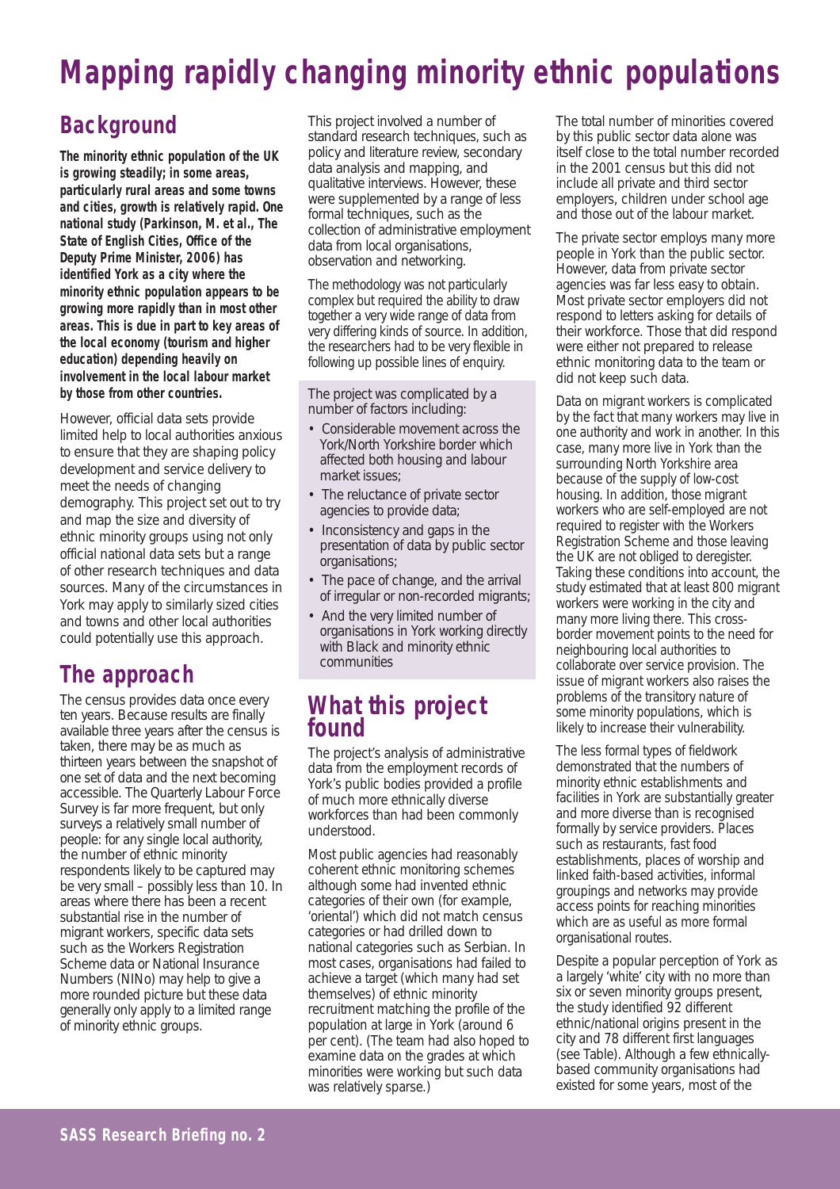# Mapping rapidly changing minority ethnic populations

## Background

**The minority ethnic population of the UK is growing steadily; in some areas, particularly rural areas and some towns and cities, growth is relatively rapid. One national study (Parkinson, M. et al., The State of English Cities, Office of the Deputy Prime Minister, 2006) has identified York as a city where the minority ethnic population appears to be growing more rapidly than in most other areas. This is due in part to key areas of the local economy (tourism and higher education) depending heavily on involvement in the local labour market by those from other countries.**

However, official data sets provide limited help to local authorities anxious to ensure that they are shaping policy development and service delivery to meet the needs of changing demography. This project set out to try and map the size and diversity of ethnic minority groups using not only official national data sets but a range of other research techniques and data sources. Many of the circumstances in York may apply to similarly sized cities and towns and other local authorities could potentially use this approach.

## The approach

The census provides data once every ten years. Because results are finally available three years after the census is taken, there may be as much as thirteen years between the snapshot of one set of data and the next becoming accessible. The Quarterly Labour Force Survey is far more frequent, but only surveys a relatively small number of people: for any single local authority, the number of ethnic minority respondents likely to be captured may be very small – possibly less than 10. In areas where there has been a recent substantial rise in the number of migrant workers, specific data sets such as the Workers Registration Scheme data or National Insurance Numbers (NINo) may help to give a more rounded picture but these data generally only apply to a limited range of minority ethnic groups.

This project involved a number of standard research techniques, such as policy and literature review, secondary data analysis and mapping, and qualitative interviews. However, these were supplemented by a range of less formal techniques, such as the collection of administrative employment data from local organisations, observation and networking.

The methodology was not particularly complex but required the ability to draw together a very wide range of data from very differing kinds of source. In addition, the researchers had to be very flexible in following up possible lines of enquiry.

The project was complicated by a number of factors including:

- Considerable movement across the York/North Yorkshire border which affected both housing and labour market issues;
- The reluctance of private sector agencies to provide data;
- Inconsistency and gaps in the presentation of data by public sector organisations;
- The pace of change, and the arrival of irregular or non-recorded migrants;
- And the very limited number of organisations in York working directly with Black and minority ethnic communities

## What this project found

The project's analysis of administrative data from the employment records of York's public bodies provided a profile of much more ethnically diverse workforces than had been commonly understood.

Most public agencies had reasonably coherent ethnic monitoring schemes although some had invented ethnic categories of their own (for example, 'oriental') which did not match census categories or had drilled down to national categories such as Serbian. In most cases, organisations had failed to achieve a target (which many had set themselves) of ethnic minority recruitment matching the profile of the population at large in York (around 6 per cent). (The team had also hoped to examine data on the grades at which minorities were working but such data was relatively sparse.)

The total number of minorities covered by this public sector data alone was itself close to the total number recorded in the 2001 census but this did not include all private and third sector employers, children under school age and those out of the labour market.

The private sector employs many more people in York than the public sector. However, data from private sector agencies was far less easy to obtain. Most private sector employers did not respond to letters asking for details of their workforce. Those that did respond were either not prepared to release ethnic monitoring data to the team or did not keep such data.

Data on migrant workers is complicated by the fact that many workers may live in one authority and work in another. In this case, many more live in York than the surrounding North Yorkshire area because of the supply of low-cost housing. In addition, those migrant workers who are self-employed are not required to register with the Workers Registration Scheme and those leaving the UK are not obliged to deregister. Taking these conditions into account, the study estimated that at least 800 migrant workers were working in the city and many more living there. This cross-border movement points to the need for neighbouring local authorities to collaborate over service provision. The issue of migrant workers also raises the problems of the transitory nature of some minority populations, which is likely to increase their vulnerability.

The less formal types of fieldwork demonstrated that the numbers of minority ethnic establishments and facilities in York are substantially greater and more diverse than is recognised formally by service providers. Places such as restaurants, fast food establishments, places of worship and linked faith-based activities, informal groupings and networks may provide access points for reaching minorities which are as useful as more formal organisational routes.

Despite a popular perception of York as a largely 'white' city with no more than six or seven minority groups present, the study identified 92 different ethnic/national origins present in the city and 78 different first languages (see Table). Although a few ethnically-based community organisations had existed for some years, most of the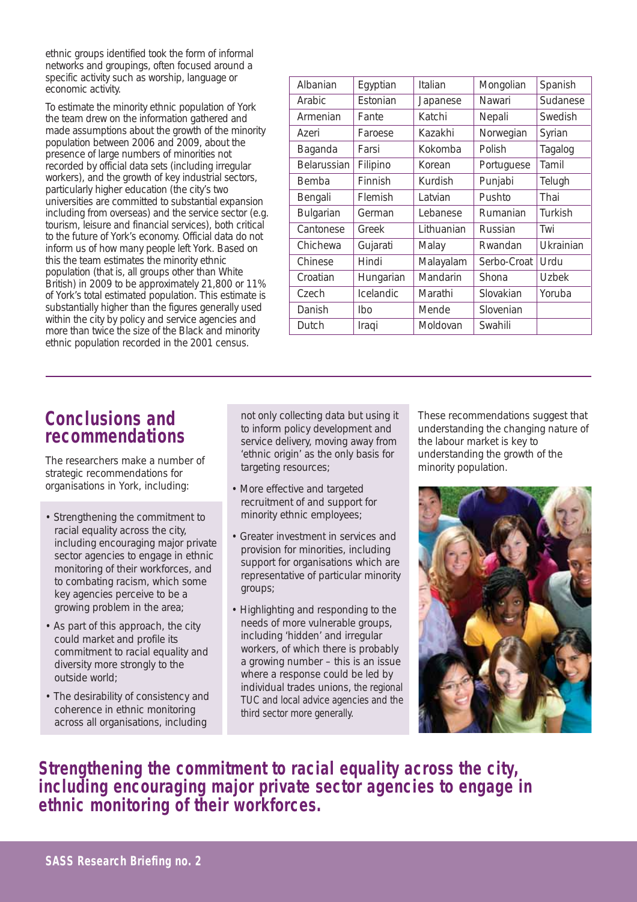ethnic groups identified took the form of informal networks and groupings, often focused around a specific activity such as worship, language or economic activity.

To estimate the minority ethnic population of York the team drew on the information gathered and made assumptions about the growth of the minority population between 2006 and 2009, about the presence of large numbers of minorities not recorded by official data sets (including irregular workers), and the growth of key industrial sectors, particularly higher education (the city's two universities are committed to substantial expansion including from overseas) and the service sector (e.g. tourism, leisure and financial services), both critical to the future of York's economy. Official data do not inform us of how many people left York. Based on this the team estimates the minority ethnic population (that is, all groups other than White British) in 2009 to be approximately 21,800 or 11% of York's total estimated population. This estimate is substantially higher than the figures generally used within the city by policy and service agencies and more than twice the size of the Black and minority ethnic population recorded in the 2001 census.

| | | | | |
|---|---|---|---|---|
| Albanian | Egyptian | Italian | Mongolian | Spanish |
| Arabic | Estonian | Japanese | Nawari | Sudanese |
| Armenian | Fante | Katchi | Nepali | Swedish |
| Azeri | Faroese | Kazakhi | Norwegian | Syrian |
| Baganda | Farsi | Kokomba | Polish | Tagalog |
| Belarussian | Filipino | Korean | Portuguese | Tamil |
| Bemba | Finnish | Kurdish | Punjabi | Telugh |
| Bengali | Flemish | Latvian | Pushto | Thai |
| Bulgarian | German | Lebanese | Rumanian | Turkish |
| Cantonese | Greek | Lithuanian | Russian | Twi |
| Chichewa | Gujarati | Malay | Rwandan | Ukrainian |
| Chinese | Hindi | Malayalam | Serbo-Croat | Urdu |
| Croatian | Hungarian | Mandarin | Shona | Uzbek |
| Czech | Icelandic | Marathi | Slovakian | Yoruba |
| Danish | Ibo | Mende | Slovenian | |
| Dutch | Iraqi | Moldovan | Swahili | |

## Conclusions and recommendations

The researchers make a number of strategic recommendations for organisations in York, including:

- Strengthening the commitment to racial equality across the city, including encouraging major private sector agencies to engage in ethnic monitoring of their workforces, and to combating racism, which some key agencies perceive to be a growing problem in the area;
- As part of this approach, the city could market and profile its commitment to racial equality and diversity more strongly to the outside world;
- The desirability of consistency and coherence in ethnic monitoring across all organisations, including not only collecting data but using it to inform policy development and service delivery, moving away from 'ethnic origin' as the only basis for targeting resources;
- More effective and targeted recruitment of and support for minority ethnic employees;
- Greater investment in services and provision for minorities, including support for organisations which are representative of particular minority groups;
- Highlighting and responding to the needs of more vulnerable groups, including 'hidden' and irregular workers, of which there is probably a growing number – this is an issue where a response could be led by individual trades unions, the regional TUC and local advice agencies and the third sector more generally.

These recommendations suggest that understanding the changing nature of the labour market is key to understanding the growth of the minority population.

**Strengthening the commitment to racial equality across the city, including encouraging major private sector agencies to engage in ethnic monitoring of their workforces.**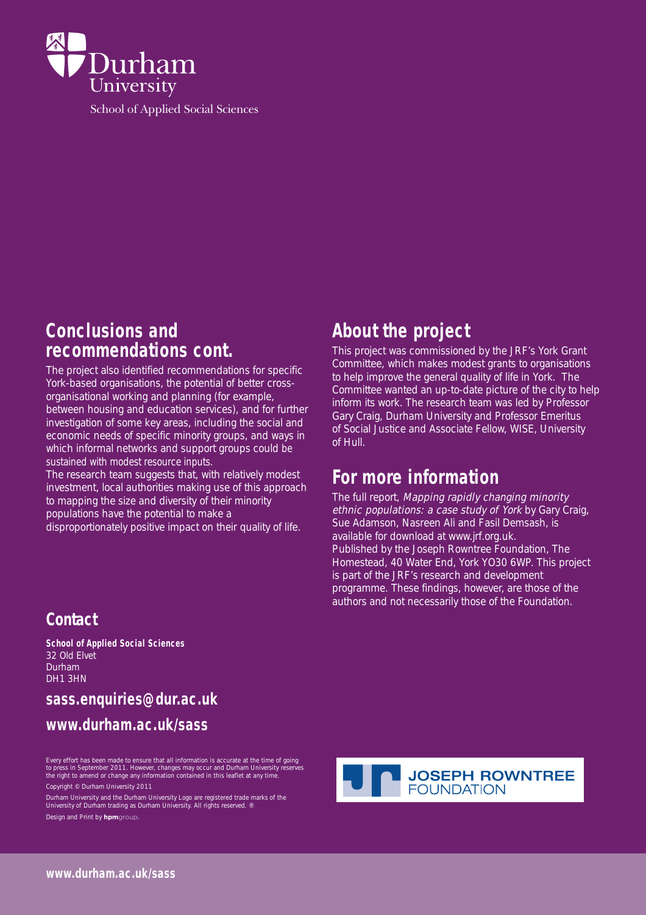Durham University

School of Applied Social Sciences

## Conclusions and recommendations cont.

The project also identified recommendations for specific York-based organisations, the potential of better cross-organisational working and planning (for example, between housing and education services), and for further investigation of some key areas, including the social and economic needs of specific minority groups, and ways in which informal networks and support groups could be sustained with modest resource inputs.

The research team suggests that, with relatively modest investment, local authorities making use of this approach to mapping the size and diversity of their minority populations have the potential to make a disproportionately positive impact on their quality of life.

## About the project

This project was commissioned by the JRF's York Grant Committee, which makes modest grants to organisations to help improve the general quality of life in York. The Committee wanted an up-to-date picture of the city to help inform its work. The research team was led by Professor Gary Craig, Durham University and Professor Emeritus of Social Justice and Associate Fellow, WISE, University of Hull.

## For more information

The full report, *Mapping rapidly changing minority ethnic populations: a case study of York* by Gary Craig, Sue Adamson, Nasreen Ali and Fasil Demsash, is available for download at www.jrf.org.uk.
Published by the Joseph Rowntree Foundation, The Homestead, 40 Water End, York YO30 6WP. This project is part of the JRF's research and development programme. These findings, however, are those of the authors and not necessarily those of the Foundation.

## Contact

**School of Applied Social Sciences**
32 Old Elvet
Durham
DH1 3HN

### sass.enquiries@dur.ac.uk

### www.durham.ac.uk/sass

Every effort has been made to ensure that all information is accurate at the time of going to press in September 2011. However, changes may occur and Durham University reserves the right to amend or change any information contained in this leaflet at any time.

Copyright © Durham University 2011

Durham University and the Durham University Logo are registered trade marks of the University of Durham trading as Durham University. All rights reserved. ®

Design and Print by **hpm**group.

JOSEPH ROWNTREE FOUNDATION

www.durham.ac.uk/sass